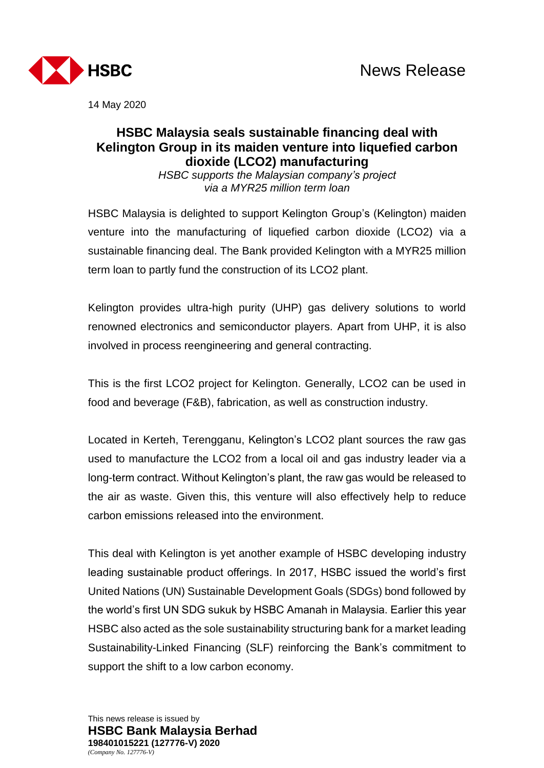News Release

14 May 2020

# HSBC Malaysia seals sustainable financing deal with Kelington Group in its maiden venture into liquefied carbon dioxide (LCO2) manufacturing

*HSBC supports the Malaysian company's project via a MYR25 million term loan*

HSBC Malaysia is delighted to support Kelington Group's (Kelington) maiden venture into the manufacturing of liquefied carbon dioxide (LCO2) via a sustainable financing deal. The Bank provided Kelington with a MYR25 million term loan to partly fund the construction of its LCO2 plant.

Kelington provides ultra-high purity (UHP) gas delivery solutions to world renowned electronics and semiconductor players. Apart from UHP, it is also involved in process reengineering and general contracting.

This is the first LCO2 project for Kelington. Generally, LCO2 can be used in food and beverage (F&B), fabrication, as well as construction industry.

Located in Kerteh, Terengganu, Kelington's LCO2 plant sources the raw gas used to manufacture the LCO2 from a local oil and gas industry leader via a long-term contract. Without Kelington's plant, the raw gas would be released to the air as waste. Given this, this venture will also effectively help to reduce carbon emissions released into the environment.

This deal with Kelington is yet another example of HSBC developing industry leading sustainable product offerings. In 2017, HSBC issued the world's first United Nations (UN) Sustainable Development Goals (SDGs) bond followed by the world's first UN SDG sukuk by HSBC Amanah in Malaysia. Earlier this year HSBC also acted as the sole sustainability structuring bank for a market leading Sustainability-Linked Financing (SLF) reinforcing the Bank's commitment to support the shift to a low carbon economy.

This news release is issued by
**HSBC Bank Malaysia Berhad**
**198401015221 (127776-V) 2020**
*(Company No. 127776-V)*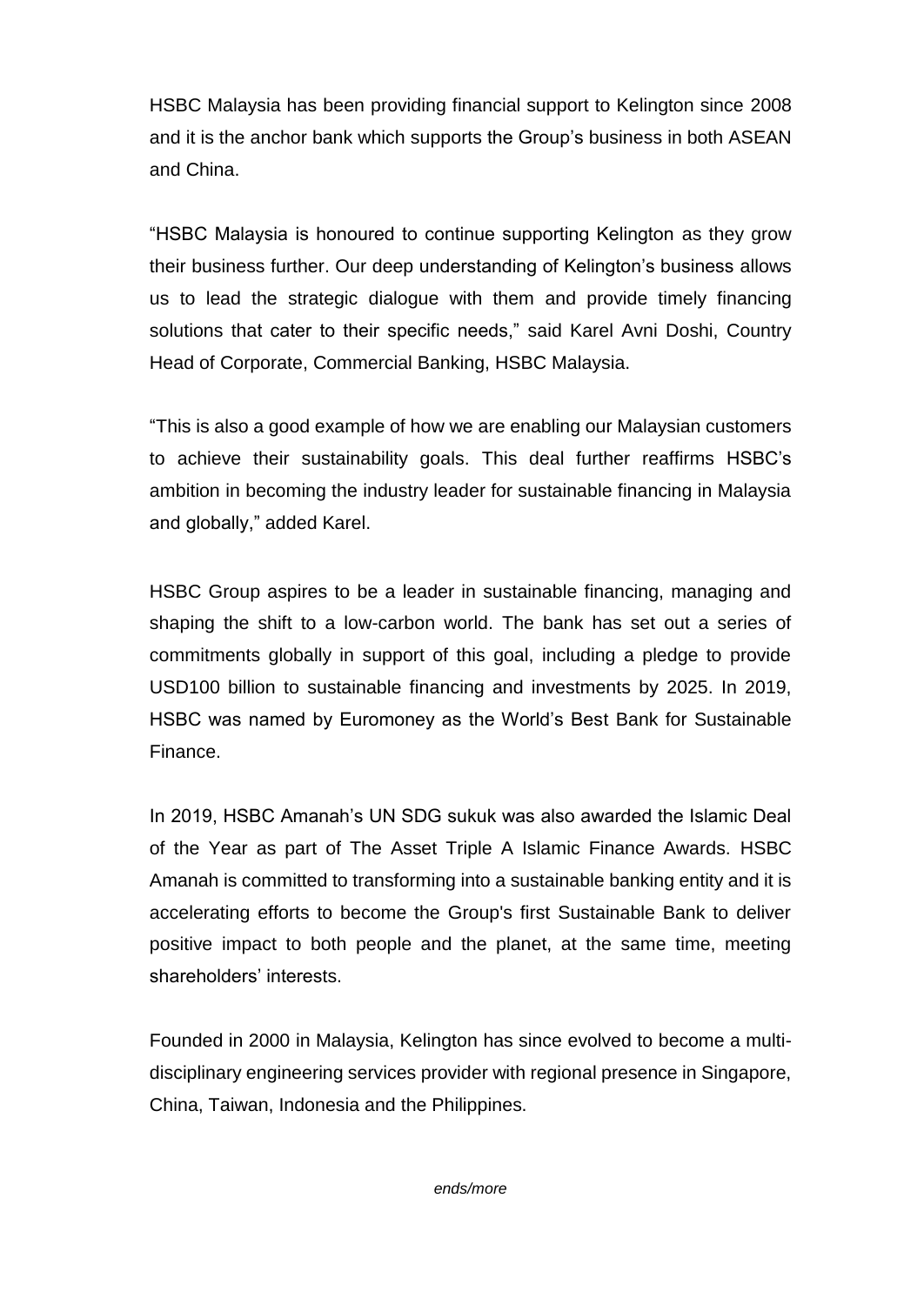HSBC Malaysia has been providing financial support to Kelington since 2008 and it is the anchor bank which supports the Group's business in both ASEAN and China.

"HSBC Malaysia is honoured to continue supporting Kelington as they grow their business further. Our deep understanding of Kelington's business allows us to lead the strategic dialogue with them and provide timely financing solutions that cater to their specific needs," said Karel Avni Doshi, Country Head of Corporate, Commercial Banking, HSBC Malaysia.

"This is also a good example of how we are enabling our Malaysian customers to achieve their sustainability goals. This deal further reaffirms HSBC's ambition in becoming the industry leader for sustainable financing in Malaysia and globally," added Karel.

HSBC Group aspires to be a leader in sustainable financing, managing and shaping the shift to a low-carbon world. The bank has set out a series of commitments globally in support of this goal, including a pledge to provide USD100 billion to sustainable financing and investments by 2025. In 2019, HSBC was named by Euromoney as the World's Best Bank for Sustainable Finance.

In 2019, HSBC Amanah's UN SDG sukuk was also awarded the Islamic Deal of the Year as part of The Asset Triple A Islamic Finance Awards. HSBC Amanah is committed to transforming into a sustainable banking entity and it is accelerating efforts to become the Group's first Sustainable Bank to deliver positive impact to both people and the planet, at the same time, meeting shareholders' interests.

Founded in 2000 in Malaysia, Kelington has since evolved to become a multi-disciplinary engineering services provider with regional presence in Singapore, China, Taiwan, Indonesia and the Philippines.

*ends/more*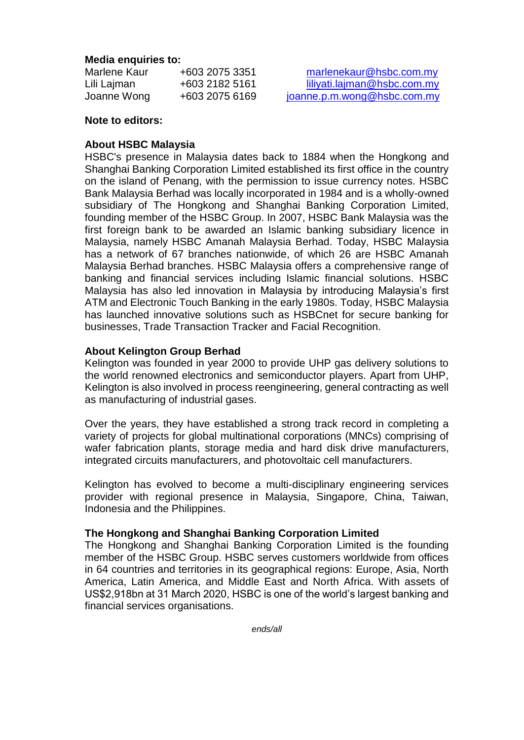**Media enquiries to:**

| | | |
|---|---|---|
| Marlene Kaur | +603 2075 3351 | marlenekaur@hsbc.com.my |
| Lili Lajman | +603 2182 5161 | liliyati.lajman@hsbc.com.my |
| Joanne Wong | +603 2075 6169 | joanne.p.m.wong@hsbc.com.my |

**Note to editors:**

**About HSBC Malaysia**

HSBC's presence in Malaysia dates back to 1884 when the Hongkong and Shanghai Banking Corporation Limited established its first office in the country on the island of Penang, with the permission to issue currency notes. HSBC Bank Malaysia Berhad was locally incorporated in 1984 and is a wholly-owned subsidiary of The Hongkong and Shanghai Banking Corporation Limited, founding member of the HSBC Group. In 2007, HSBC Bank Malaysia was the first foreign bank to be awarded an Islamic banking subsidiary licence in Malaysia, namely HSBC Amanah Malaysia Berhad. Today, HSBC Malaysia has a network of 67 branches nationwide, of which 26 are HSBC Amanah Malaysia Berhad branches. HSBC Malaysia offers a comprehensive range of banking and financial services including Islamic financial solutions. HSBC Malaysia has also led innovation in Malaysia by introducing Malaysia's first ATM and Electronic Touch Banking in the early 1980s. Today, HSBC Malaysia has launched innovative solutions such as HSBCnet for secure banking for businesses, Trade Transaction Tracker and Facial Recognition.

**About Kelington Group Berhad**

Kelington was founded in year 2000 to provide UHP gas delivery solutions to the world renowned electronics and semiconductor players. Apart from UHP, Kelington is also involved in process reengineering, general contracting as well as manufacturing of industrial gases.

Over the years, they have established a strong track record in completing a variety of projects for global multinational corporations (MNCs) comprising of wafer fabrication plants, storage media and hard disk drive manufacturers, integrated circuits manufacturers, and photovoltaic cell manufacturers.

Kelington has evolved to become a multi-disciplinary engineering services provider with regional presence in Malaysia, Singapore, China, Taiwan, Indonesia and the Philippines.

**The Hongkong and Shanghai Banking Corporation Limited**

The Hongkong and Shanghai Banking Corporation Limited is the founding member of the HSBC Group. HSBC serves customers worldwide from offices in 64 countries and territories in its geographical regions: Europe, Asia, North America, Latin America, and Middle East and North Africa. With assets of US$2,918bn at 31 March 2020, HSBC is one of the world's largest banking and financial services organisations.

*ends/all*